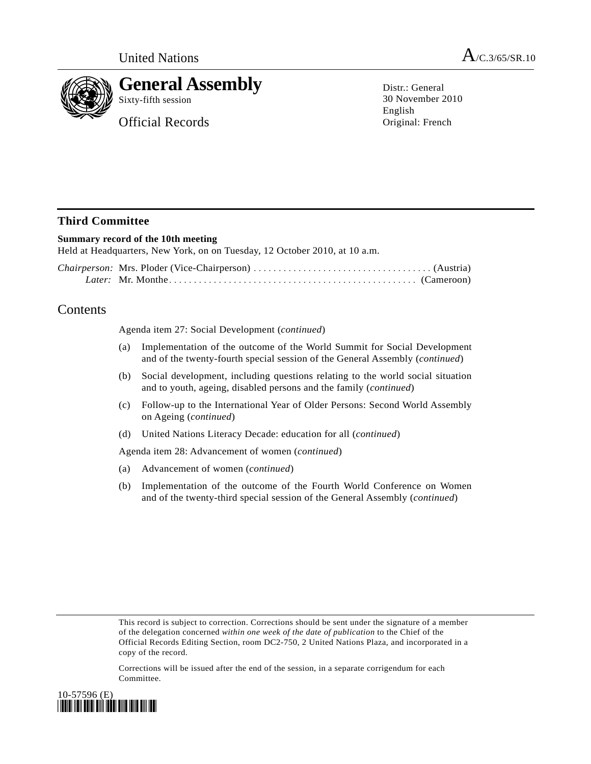United Nations A/C.3/65/SR.10

# General Assembly

Sixty-fifth session

Official Records

Distr.: General
30 November 2010
English
Original: French

## Third Committee

**Summary record of the 10th meeting**
Held at Headquarters, New York, on on Tuesday, 12 October 2010, at 10 a.m.

*Chairperson:* Mrs. Ploder (Vice-Chairperson) .................................... (Austria)
*Later:* Mr. Monthe.................................................. (Cameroon)

## Contents

Agenda item 27: Social Development (*continued*)

(a) Implementation of the outcome of the World Summit for Social Development and of the twenty-fourth special session of the General Assembly (*continued*)

(b) Social development, including questions relating to the world social situation and to youth, ageing, disabled persons and the family (*continued*)

(c) Follow-up to the International Year of Older Persons: Second World Assembly on Ageing (*continued*)

(d) United Nations Literacy Decade: education for all (*continued*)

Agenda item 28: Advancement of women (*continued*)

(a) Advancement of women (*continued*)

(b) Implementation of the outcome of the Fourth World Conference on Women and of the twenty-third special session of the General Assembly (*continued*)

This record is subject to correction. Corrections should be sent under the signature of a member of the delegation concerned *within one week of the date of publication* to the Chief of the Official Records Editing Section, room DC2-750, 2 United Nations Plaza, and incorporated in a copy of the record.

Corrections will be issued after the end of the session, in a separate corrigendum for each Committee.

10-57596 (E)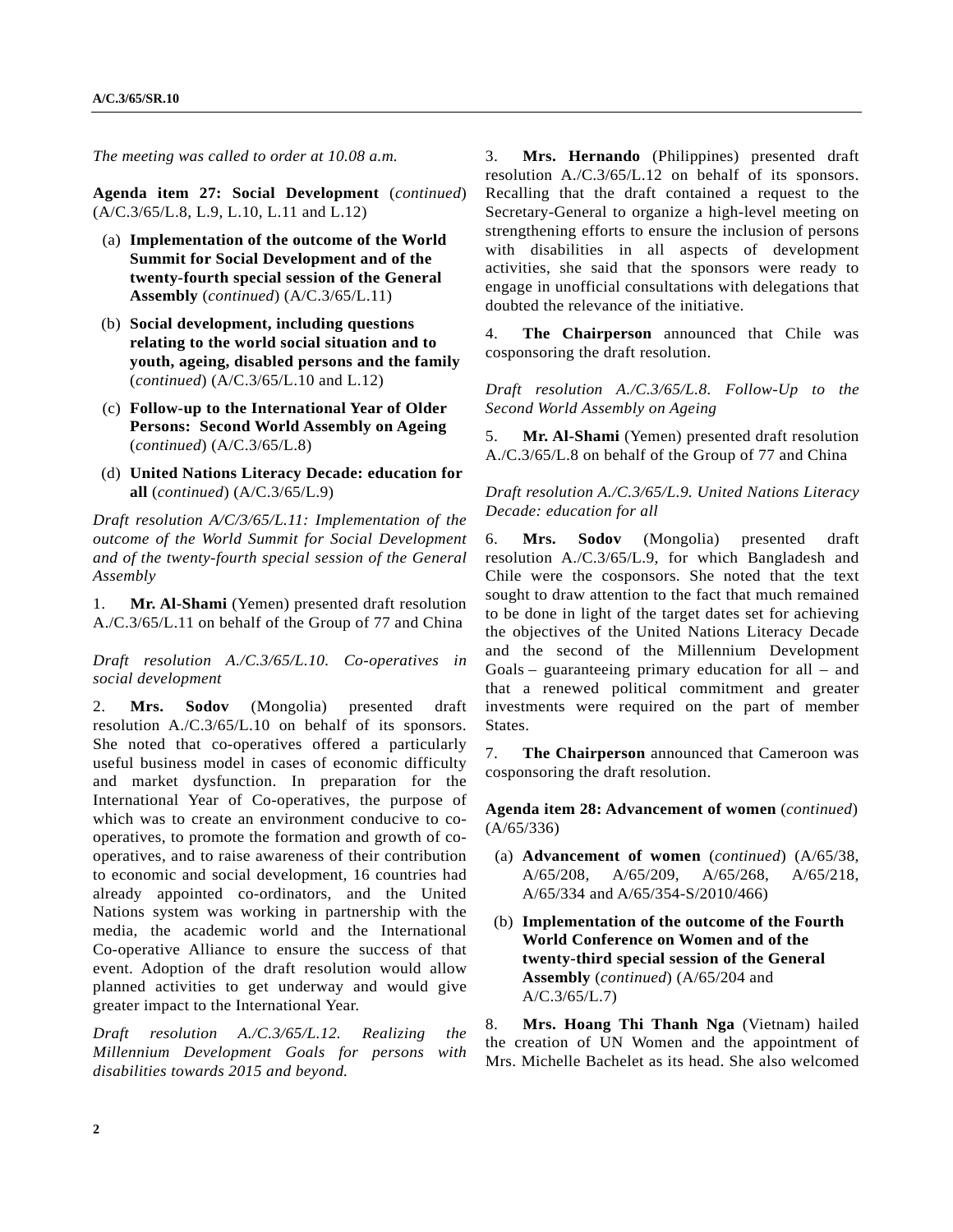*The meeting was called to order at 10.08 a.m.*

**Agenda item 27: Social Development** (*continued*) (A/C.3/65/L.8, L.9, L.10, L.11 and L.12)

(a) **Implementation of the outcome of the World Summit for Social Development and of the twenty-fourth special session of the General Assembly** (*continued*) (A/C.3/65/L.11)

(b) **Social development, including questions relating to the world social situation and to youth, ageing, disabled persons and the family** (*continued*) (A/C.3/65/L.10 and L.12)

(c) **Follow-up to the International Year of Older Persons: Second World Assembly on Ageing** (*continued*) (A/C.3/65/L.8)

(d) **United Nations Literacy Decade: education for all** (*continued*) (A/C.3/65/L.9)

*Draft resolution A/C/3/65/L.11: Implementation of the outcome of the World Summit for Social Development and of the twenty-fourth special session of the General Assembly*

1. **Mr. Al-Shami** (Yemen) presented draft resolution A./C.3/65/L.11 on behalf of the Group of 77 and China

*Draft resolution A./C.3/65/L.10. Co-operatives in social development*

2. **Mrs. Sodov** (Mongolia) presented draft resolution A./C.3/65/L.10 on behalf of its sponsors. She noted that co-operatives offered a particularly useful business model in cases of economic difficulty and market dysfunction. In preparation for the International Year of Co-operatives, the purpose of which was to create an environment conducive to co-operatives, to promote the formation and growth of co-operatives, and to raise awareness of their contribution to economic and social development, 16 countries had already appointed co-ordinators, and the United Nations system was working in partnership with the media, the academic world and the International Co-operative Alliance to ensure the success of that event. Adoption of the draft resolution would allow planned activities to get underway and would give greater impact to the International Year.

*Draft resolution A./C.3/65/L.12. Realizing the Millennium Development Goals for persons with disabilities towards 2015 and beyond.*

3. **Mrs. Hernando** (Philippines) presented draft resolution A./C.3/65/L.12 on behalf of its sponsors. Recalling that the draft contained a request to the Secretary-General to organize a high-level meeting on strengthening efforts to ensure the inclusion of persons with disabilities in all aspects of development activities, she said that the sponsors were ready to engage in unofficial consultations with delegations that doubted the relevance of the initiative.

4. **The Chairperson** announced that Chile was cosponsoring the draft resolution.

*Draft resolution A./C.3/65/L.8. Follow-Up to the Second World Assembly on Ageing*

5. **Mr. Al-Shami** (Yemen) presented draft resolution A./C.3/65/L.8 on behalf of the Group of 77 and China

*Draft resolution A./C.3/65/L.9. United Nations Literacy Decade: education for all*

6. **Mrs. Sodov** (Mongolia) presented draft resolution A./C.3/65/L.9, for which Bangladesh and Chile were the cosponsors. She noted that the text sought to draw attention to the fact that much remained to be done in light of the target dates set for achieving the objectives of the United Nations Literacy Decade and the second of the Millennium Development Goals – guaranteeing primary education for all – and that a renewed political commitment and greater investments were required on the part of member States.

7. **The Chairperson** announced that Cameroon was cosponsoring the draft resolution.

**Agenda item 28: Advancement of women** (*continued*) (A/65/336)

(a) **Advancement of women** (*continued*) (A/65/38, A/65/208, A/65/209, A/65/268, A/65/218, A/65/334 and A/65/354-S/2010/466)

(b) **Implementation of the outcome of the Fourth World Conference on Women and of the twenty-third special session of the General Assembly** (*continued*) (A/65/204 and A/C.3/65/L.7)

8. **Mrs. Hoang Thi Thanh Nga** (Vietnam) hailed the creation of UN Women and the appointment of Mrs. Michelle Bachelet as its head. She also welcomed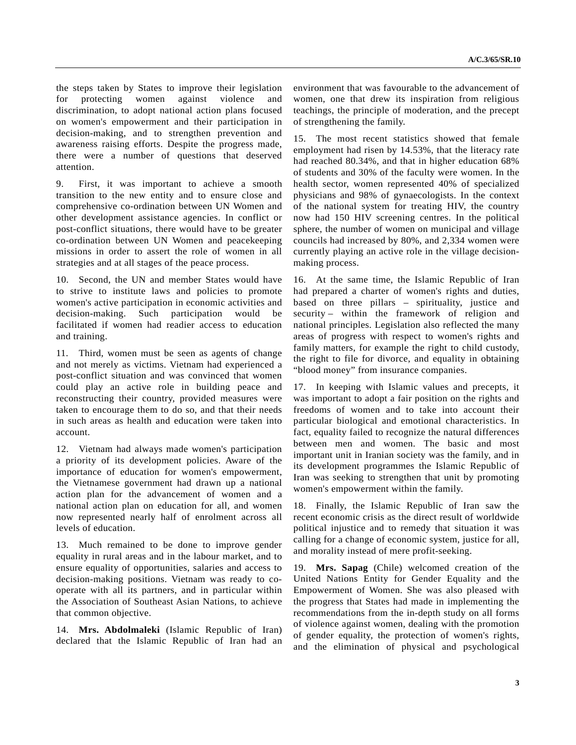the steps taken by States to improve their legislation for protecting women against violence and discrimination, to adopt national action plans focused on women's empowerment and their participation in decision-making, and to strengthen prevention and awareness raising efforts. Despite the progress made, there were a number of questions that deserved attention.

9. First, it was important to achieve a smooth transition to the new entity and to ensure close and comprehensive co-ordination between UN Women and other development assistance agencies. In conflict or post-conflict situations, there would have to be greater co-ordination between UN Women and peacekeeping missions in order to assert the role of women in all strategies and at all stages of the peace process.

10. Second, the UN and member States would have to strive to institute laws and policies to promote women's active participation in economic activities and decision-making. Such participation would be facilitated if women had readier access to education and training.

11. Third, women must be seen as agents of change and not merely as victims. Vietnam had experienced a post-conflict situation and was convinced that women could play an active role in building peace and reconstructing their country, provided measures were taken to encourage them to do so, and that their needs in such areas as health and education were taken into account.

12. Vietnam had always made women's participation a priority of its development policies. Aware of the importance of education for women's empowerment, the Vietnamese government had drawn up a national action plan for the advancement of women and a national action plan on education for all, and women now represented nearly half of enrolment across all levels of education.

13. Much remained to be done to improve gender equality in rural areas and in the labour market, and to ensure equality of opportunities, salaries and access to decision-making positions. Vietnam was ready to co-operate with all its partners, and in particular within the Association of Southeast Asian Nations, to achieve that common objective.

14. **Mrs. Abdolmaleki** (Islamic Republic of Iran) declared that the Islamic Republic of Iran had an environment that was favourable to the advancement of women, one that drew its inspiration from religious teachings, the principle of moderation, and the precept of strengthening the family.

15. The most recent statistics showed that female employment had risen by 14.53%, that the literacy rate had reached 80.34%, and that in higher education 68% of students and 30% of the faculty were women. In the health sector, women represented 40% of specialized physicians and 98% of gynaecologists. In the context of the national system for treating HIV, the country now had 150 HIV screening centres. In the political sphere, the number of women on municipal and village councils had increased by 80%, and 2,334 women were currently playing an active role in the village decision-making process.

16. At the same time, the Islamic Republic of Iran had prepared a charter of women's rights and duties, based on three pillars – spirituality, justice and security – within the framework of religion and national principles. Legislation also reflected the many areas of progress with respect to women's rights and family matters, for example the right to child custody, the right to file for divorce, and equality in obtaining "blood money" from insurance companies.

17. In keeping with Islamic values and precepts, it was important to adopt a fair position on the rights and freedoms of women and to take into account their particular biological and emotional characteristics. In fact, equality failed to recognize the natural differences between men and women. The basic and most important unit in Iranian society was the family, and in its development programmes the Islamic Republic of Iran was seeking to strengthen that unit by promoting women's empowerment within the family.

18. Finally, the Islamic Republic of Iran saw the recent economic crisis as the direct result of worldwide political injustice and to remedy that situation it was calling for a change of economic system, justice for all, and morality instead of mere profit-seeking.

19. **Mrs. Sapag** (Chile) welcomed creation of the United Nations Entity for Gender Equality and the Empowerment of Women. She was also pleased with the progress that States had made in implementing the recommendations from the in-depth study on all forms of violence against women, dealing with the promotion of gender equality, the protection of women's rights, and the elimination of physical and psychological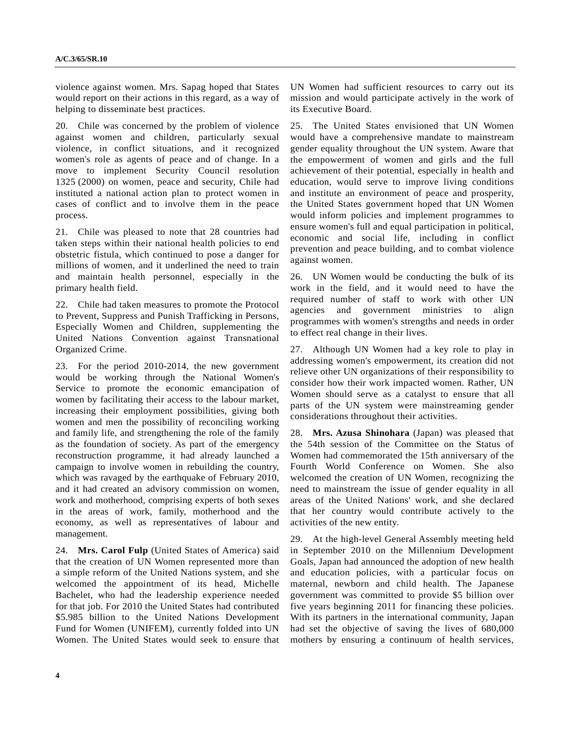violence against women. Mrs. Sapag hoped that States would report on their actions in this regard, as a way of helping to disseminate best practices.

20. Chile was concerned by the problem of violence against women and children, particularly sexual violence, in conflict situations, and it recognized women's role as agents of peace and of change. In a move to implement Security Council resolution 1325 (2000) on women, peace and security, Chile had instituted a national action plan to protect women in cases of conflict and to involve them in the peace process.

21. Chile was pleased to note that 28 countries had taken steps within their national health policies to end obstetric fistula, which continued to pose a danger for millions of women, and it underlined the need to train and maintain health personnel, especially in the primary health field.

22. Chile had taken measures to promote the Protocol to Prevent, Suppress and Punish Trafficking in Persons, Especially Women and Children, supplementing the United Nations Convention against Transnational Organized Crime.

23. For the period 2010-2014, the new government would be working through the National Women's Service to promote the economic emancipation of women by facilitating their access to the labour market, increasing their employment possibilities, giving both women and men the possibility of reconciling working and family life, and strengthening the role of the family as the foundation of society. As part of the emergency reconstruction programme, it had already launched a campaign to involve women in rebuilding the country, which was ravaged by the earthquake of February 2010, and it had created an advisory commission on women, work and motherhood, comprising experts of both sexes in the areas of work, family, motherhood and the economy, as well as representatives of labour and management.

24. **Mrs. Carol Fulp** (United States of America) said that the creation of UN Women represented more than a simple reform of the United Nations system, and she welcomed the appointment of its head, Michelle Bachelet, who had the leadership experience needed for that job. For 2010 the United States had contributed $5.985 billion to the United Nations Development Fund for Women (UNIFEM), currently folded into UN Women. The United States would seek to ensure that UN Women had sufficient resources to carry out its mission and would participate actively in the work of its Executive Board.

25. The United States envisioned that UN Women would have a comprehensive mandate to mainstream gender equality throughout the UN system. Aware that the empowerment of women and girls and the full achievement of their potential, especially in health and education, would serve to improve living conditions and institute an environment of peace and prosperity, the United States government hoped that UN Women would inform policies and implement programmes to ensure women's full and equal participation in political, economic and social life, including in conflict prevention and peace building, and to combat violence against women.

26. UN Women would be conducting the bulk of its work in the field, and it would need to have the required number of staff to work with other UN agencies and government ministries to align programmes with women's strengths and needs in order to effect real change in their lives.

27. Although UN Women had a key role to play in addressing women's empowerment, its creation did not relieve other UN organizations of their responsibility to consider how their work impacted women. Rather, UN Women should serve as a catalyst to ensure that all parts of the UN system were mainstreaming gender considerations throughout their activities.

28. **Mrs. Azusa Shinohara** (Japan) was pleased that the 54th session of the Committee on the Status of Women had commemorated the 15th anniversary of the Fourth World Conference on Women. She also welcomed the creation of UN Women, recognizing the need to mainstream the issue of gender equality in all areas of the United Nations' work, and she declared that her country would contribute actively to the activities of the new entity.

29. At the high-level General Assembly meeting held in September 2010 on the Millennium Development Goals, Japan had announced the adoption of new health and education policies, with a particular focus on maternal, newborn and child health. The Japanese government was committed to provide $5 billion over five years beginning 2011 for financing these policies. With its partners in the international community, Japan had set the objective of saving the lives of 680,000 mothers by ensuring a continuum of health services,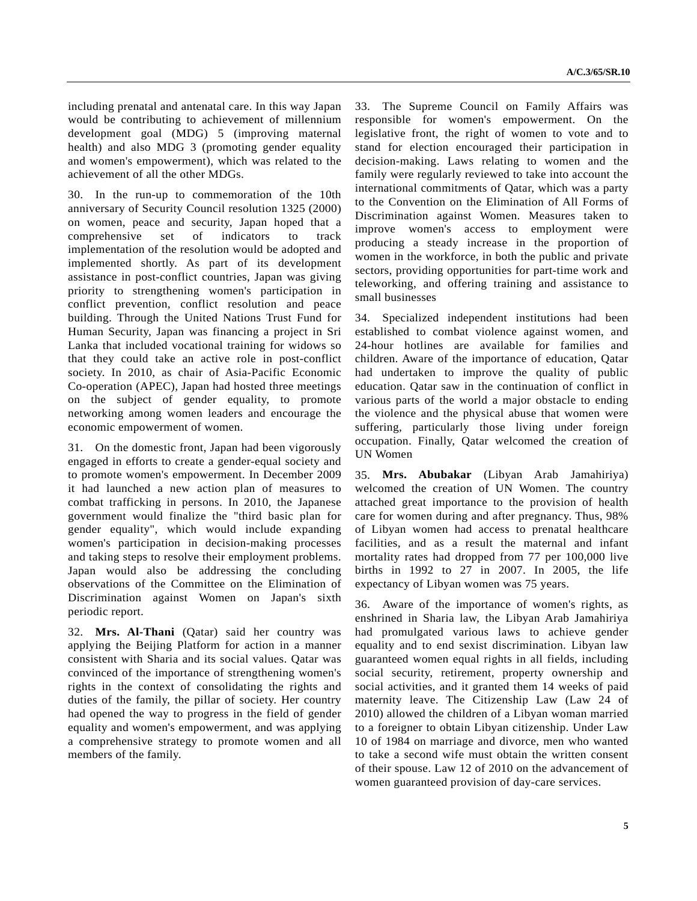including prenatal and antenatal care. In this way Japan would be contributing to achievement of millennium development goal (MDG) 5 (improving maternal health) and also MDG 3 (promoting gender equality and women's empowerment), which was related to the achievement of all the other MDGs.

30. In the run-up to commemoration of the 10th anniversary of Security Council resolution 1325 (2000) on women, peace and security, Japan hoped that a comprehensive set of indicators to track implementation of the resolution would be adopted and implemented shortly. As part of its development assistance in post-conflict countries, Japan was giving priority to strengthening women's participation in conflict prevention, conflict resolution and peace building. Through the United Nations Trust Fund for Human Security, Japan was financing a project in Sri Lanka that included vocational training for widows so that they could take an active role in post-conflict society. In 2010, as chair of Asia-Pacific Economic Co-operation (APEC), Japan had hosted three meetings on the subject of gender equality, to promote networking among women leaders and encourage the economic empowerment of women.

31. On the domestic front, Japan had been vigorously engaged in efforts to create a gender-equal society and to promote women's empowerment. In December 2009 it had launched a new action plan of measures to combat trafficking in persons. In 2010, the Japanese government would finalize the "third basic plan for gender equality", which would include expanding women's participation in decision-making processes and taking steps to resolve their employment problems. Japan would also be addressing the concluding observations of the Committee on the Elimination of Discrimination against Women on Japan's sixth periodic report.

32. **Mrs. Al-Thani** (Qatar) said her country was applying the Beijing Platform for action in a manner consistent with Sharia and its social values. Qatar was convinced of the importance of strengthening women's rights in the context of consolidating the rights and duties of the family, the pillar of society. Her country had opened the way to progress in the field of gender equality and women's empowerment, and was applying a comprehensive strategy to promote women and all members of the family.

33. The Supreme Council on Family Affairs was responsible for women's empowerment. On the legislative front, the right of women to vote and to stand for election encouraged their participation in decision-making. Laws relating to women and the family were regularly reviewed to take into account the international commitments of Qatar, which was a party to the Convention on the Elimination of All Forms of Discrimination against Women. Measures taken to improve women's access to employment were producing a steady increase in the proportion of women in the workforce, in both the public and private sectors, providing opportunities for part-time work and teleworking, and offering training and assistance to small businesses

34. Specialized independent institutions had been established to combat violence against women, and 24-hour hotlines are available for families and children. Aware of the importance of education, Qatar had undertaken to improve the quality of public education. Qatar saw in the continuation of conflict in various parts of the world a major obstacle to ending the violence and the physical abuse that women were suffering, particularly those living under foreign occupation. Finally, Qatar welcomed the creation of UN Women

35. **Mrs. Abubakar** (Libyan Arab Jamahiriya) welcomed the creation of UN Women. The country attached great importance to the provision of health care for women during and after pregnancy. Thus, 98% of Libyan women had access to prenatal healthcare facilities, and as a result the maternal and infant mortality rates had dropped from 77 per 100,000 live births in 1992 to 27 in 2007. In 2005, the life expectancy of Libyan women was 75 years.

36. Aware of the importance of women's rights, as enshrined in Sharia law, the Libyan Arab Jamahiriya had promulgated various laws to achieve gender equality and to end sexist discrimination. Libyan law guaranteed women equal rights in all fields, including social security, retirement, property ownership and social activities, and it granted them 14 weeks of paid maternity leave. The Citizenship Law (Law 24 of 2010) allowed the children of a Libyan woman married to a foreigner to obtain Libyan citizenship. Under Law 10 of 1984 on marriage and divorce, men who wanted to take a second wife must obtain the written consent of their spouse. Law 12 of 2010 on the advancement of women guaranteed provision of day-care services.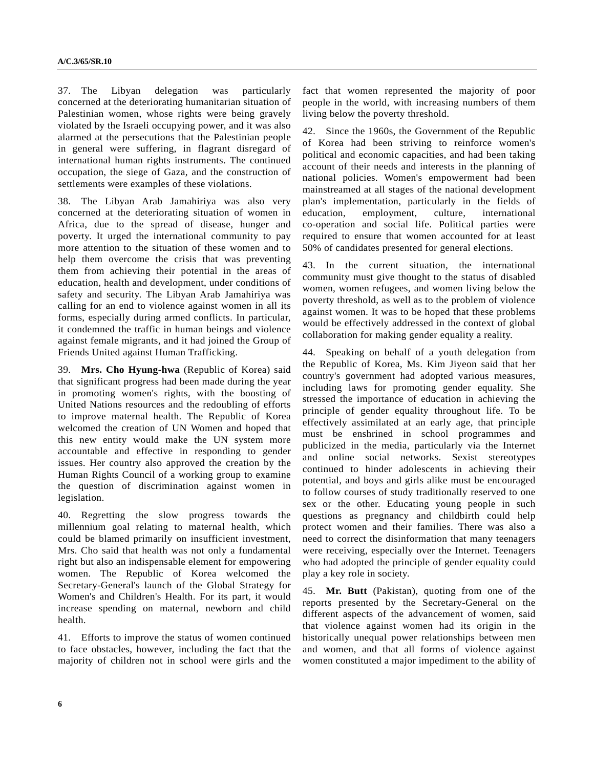37. The Libyan delegation was particularly concerned at the deteriorating humanitarian situation of Palestinian women, whose rights were being gravely violated by the Israeli occupying power, and it was also alarmed at the persecutions that the Palestinian people in general were suffering, in flagrant disregard of international human rights instruments. The continued occupation, the siege of Gaza, and the construction of settlements were examples of these violations.

38. The Libyan Arab Jamahiriya was also very concerned at the deteriorating situation of women in Africa, due to the spread of disease, hunger and poverty. It urged the international community to pay more attention to the situation of these women and to help them overcome the crisis that was preventing them from achieving their potential in the areas of education, health and development, under conditions of safety and security. The Libyan Arab Jamahiriya was calling for an end to violence against women in all its forms, especially during armed conflicts. In particular, it condemned the traffic in human beings and violence against female migrants, and it had joined the Group of Friends United against Human Trafficking.

39. **Mrs. Cho Hyung-hwa** (Republic of Korea) said that significant progress had been made during the year in promoting women's rights, with the boosting of United Nations resources and the redoubling of efforts to improve maternal health. The Republic of Korea welcomed the creation of UN Women and hoped that this new entity would make the UN system more accountable and effective in responding to gender issues. Her country also approved the creation by the Human Rights Council of a working group to examine the question of discrimination against women in legislation.

40. Regretting the slow progress towards the millennium goal relating to maternal health, which could be blamed primarily on insufficient investment, Mrs. Cho said that health was not only a fundamental right but also an indispensable element for empowering women. The Republic of Korea welcomed the Secretary-General's launch of the Global Strategy for Women's and Children's Health. For its part, it would increase spending on maternal, newborn and child health.

41. Efforts to improve the status of women continued to face obstacles, however, including the fact that the majority of children not in school were girls and the fact that women represented the majority of poor people in the world, with increasing numbers of them living below the poverty threshold.

42. Since the 1960s, the Government of the Republic of Korea had been striving to reinforce women's political and economic capacities, and had been taking account of their needs and interests in the planning of national policies. Women's empowerment had been mainstreamed at all stages of the national development plan's implementation, particularly in the fields of education, employment, culture, international co-operation and social life. Political parties were required to ensure that women accounted for at least 50% of candidates presented for general elections.

43. In the current situation, the international community must give thought to the status of disabled women, women refugees, and women living below the poverty threshold, as well as to the problem of violence against women. It was to be hoped that these problems would be effectively addressed in the context of global collaboration for making gender equality a reality.

44. Speaking on behalf of a youth delegation from the Republic of Korea, Ms. Kim Jiyeon said that her country's government had adopted various measures, including laws for promoting gender equality. She stressed the importance of education in achieving the principle of gender equality throughout life. To be effectively assimilated at an early age, that principle must be enshrined in school programmes and publicized in the media, particularly via the Internet and online social networks. Sexist stereotypes continued to hinder adolescents in achieving their potential, and boys and girls alike must be encouraged to follow courses of study traditionally reserved to one sex or the other. Educating young people in such questions as pregnancy and childbirth could help protect women and their families. There was also a need to correct the disinformation that many teenagers were receiving, especially over the Internet. Teenagers who had adopted the principle of gender equality could play a key role in society.

45. **Mr. Butt** (Pakistan), quoting from one of the reports presented by the Secretary-General on the different aspects of the advancement of women, said that violence against women had its origin in the historically unequal power relationships between men and women, and that all forms of violence against women constituted a major impediment to the ability of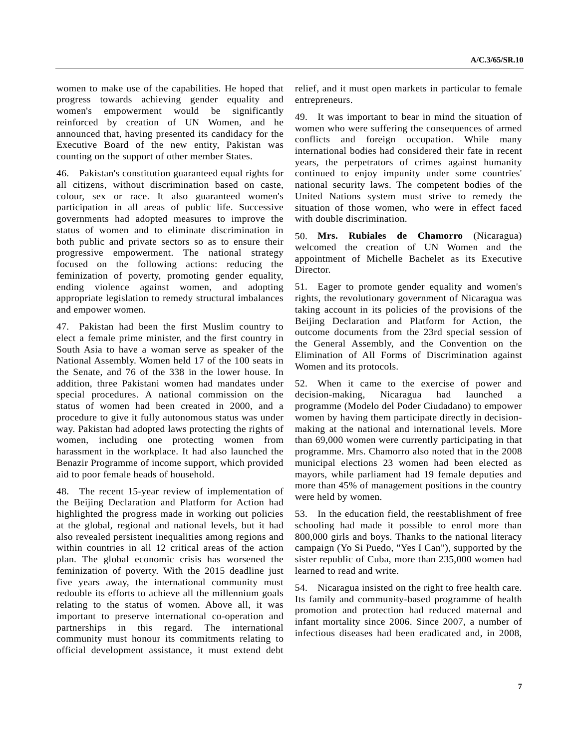women to make use of the capabilities. He hoped that progress towards achieving gender equality and women's empowerment would be significantly reinforced by creation of UN Women, and he announced that, having presented its candidacy for the Executive Board of the new entity, Pakistan was counting on the support of other member States.

46. Pakistan's constitution guaranteed equal rights for all citizens, without discrimination based on caste, colour, sex or race. It also guaranteed women's participation in all areas of public life. Successive governments had adopted measures to improve the status of women and to eliminate discrimination in both public and private sectors so as to ensure their progressive empowerment. The national strategy focused on the following actions: reducing the feminization of poverty, promoting gender equality, ending violence against women, and adopting appropriate legislation to remedy structural imbalances and empower women.

47. Pakistan had been the first Muslim country to elect a female prime minister, and the first country in South Asia to have a woman serve as speaker of the National Assembly. Women held 17 of the 100 seats in the Senate, and 76 of the 338 in the lower house. In addition, three Pakistani women had mandates under special procedures. A national commission on the status of women had been created in 2000, and a procedure to give it fully autonomous status was under way. Pakistan had adopted laws protecting the rights of women, including one protecting women from harassment in the workplace. It had also launched the Benazir Programme of income support, which provided aid to poor female heads of household.

48. The recent 15-year review of implementation of the Beijing Declaration and Platform for Action had highlighted the progress made in working out policies at the global, regional and national levels, but it had also revealed persistent inequalities among regions and within countries in all 12 critical areas of the action plan. The global economic crisis has worsened the feminization of poverty. With the 2015 deadline just five years away, the international community must redouble its efforts to achieve all the millennium goals relating to the status of women. Above all, it was important to preserve international co-operation and partnerships in this regard. The international community must honour its commitments relating to official development assistance, it must extend debt relief, and it must open markets in particular to female entrepreneurs.

49. It was important to bear in mind the situation of women who were suffering the consequences of armed conflicts and foreign occupation. While many international bodies had considered their fate in recent years, the perpetrators of crimes against humanity continued to enjoy impunity under some countries' national security laws. The competent bodies of the United Nations system must strive to remedy the situation of those women, who were in effect faced with double discrimination.

50. **Mrs. Rubiales de Chamorro** (Nicaragua) welcomed the creation of UN Women and the appointment of Michelle Bachelet as its Executive Director.

51. Eager to promote gender equality and women's rights, the revolutionary government of Nicaragua was taking account in its policies of the provisions of the Beijing Declaration and Platform for Action, the outcome documents from the 23rd special session of the General Assembly, and the Convention on the Elimination of All Forms of Discrimination against Women and its protocols.

52. When it came to the exercise of power and decision-making, Nicaragua had launched a programme (Modelo del Poder Ciudadano) to empower women by having them participate directly in decision-making at the national and international levels. More than 69,000 women were currently participating in that programme. Mrs. Chamorro also noted that in the 2008 municipal elections 23 women had been elected as mayors, while parliament had 19 female deputies and more than 45% of management positions in the country were held by women.

53. In the education field, the reestablishment of free schooling had made it possible to enrol more than 800,000 girls and boys. Thanks to the national literacy campaign (Yo Si Puedo, "Yes I Can"), supported by the sister republic of Cuba, more than 235,000 women had learned to read and write.

54. Nicaragua insisted on the right to free health care. Its family and community-based programme of health promotion and protection had reduced maternal and infant mortality since 2006. Since 2007, a number of infectious diseases had been eradicated and, in 2008,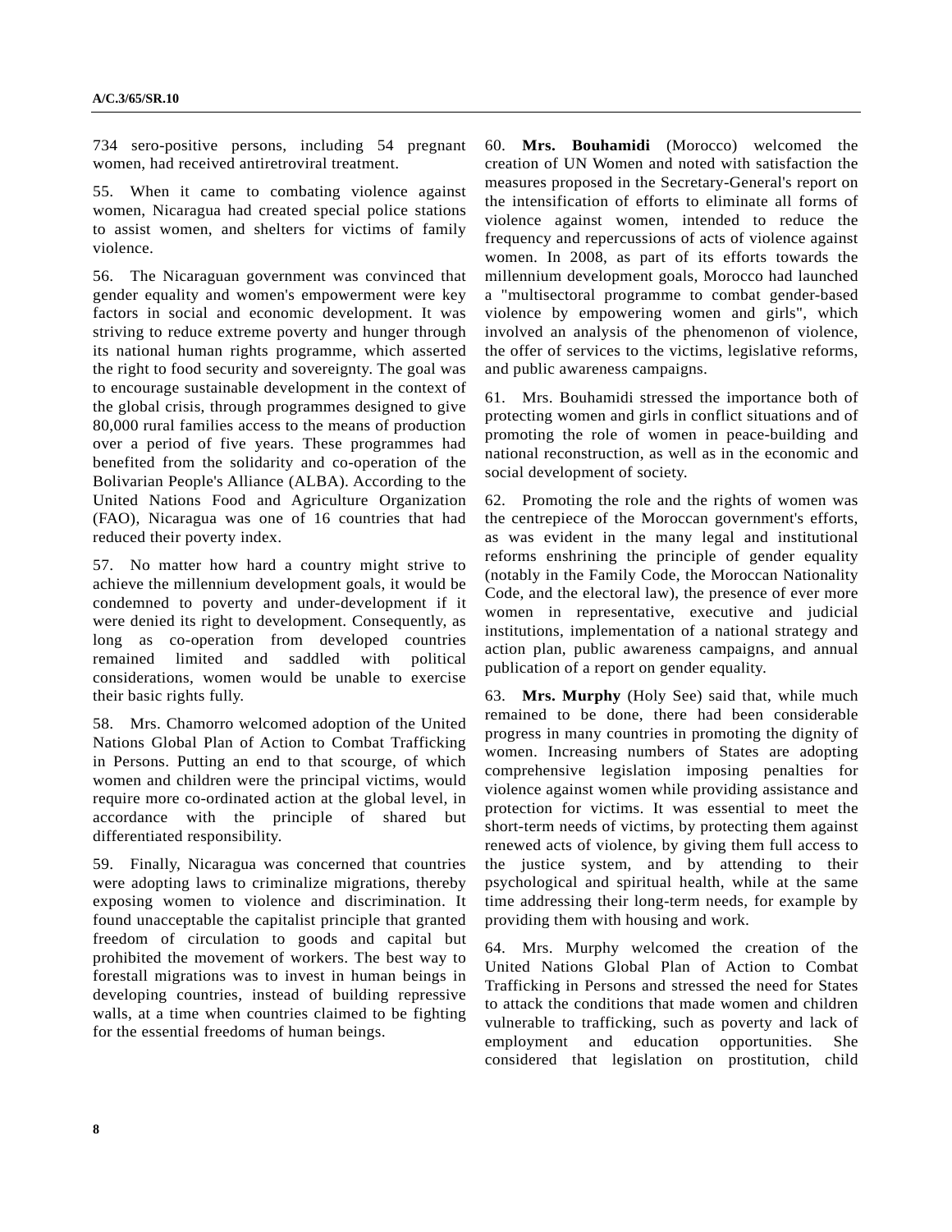734 sero-positive persons, including 54 pregnant women, had received antiretroviral treatment.

55. When it came to combating violence against women, Nicaragua had created special police stations to assist women, and shelters for victims of family violence.

56. The Nicaraguan government was convinced that gender equality and women's empowerment were key factors in social and economic development. It was striving to reduce extreme poverty and hunger through its national human rights programme, which asserted the right to food security and sovereignty. The goal was to encourage sustainable development in the context of the global crisis, through programmes designed to give 80,000 rural families access to the means of production over a period of five years. These programmes had benefited from the solidarity and co-operation of the Bolivarian People's Alliance (ALBA). According to the United Nations Food and Agriculture Organization (FAO), Nicaragua was one of 16 countries that had reduced their poverty index.

57. No matter how hard a country might strive to achieve the millennium development goals, it would be condemned to poverty and under-development if it were denied its right to development. Consequently, as long as co-operation from developed countries remained limited and saddled with political considerations, women would be unable to exercise their basic rights fully.

58. Mrs. Chamorro welcomed adoption of the United Nations Global Plan of Action to Combat Trafficking in Persons. Putting an end to that scourge, of which women and children were the principal victims, would require more co-ordinated action at the global level, in accordance with the principle of shared but differentiated responsibility.

59. Finally, Nicaragua was concerned that countries were adopting laws to criminalize migrations, thereby exposing women to violence and discrimination. It found unacceptable the capitalist principle that granted freedom of circulation to goods and capital but prohibited the movement of workers. The best way to forestall migrations was to invest in human beings in developing countries, instead of building repressive walls, at a time when countries claimed to be fighting for the essential freedoms of human beings.

60. **Mrs. Bouhamidi** (Morocco) welcomed the creation of UN Women and noted with satisfaction the measures proposed in the Secretary-General's report on the intensification of efforts to eliminate all forms of violence against women, intended to reduce the frequency and repercussions of acts of violence against women. In 2008, as part of its efforts towards the millennium development goals, Morocco had launched a "multisectoral programme to combat gender-based violence by empowering women and girls", which involved an analysis of the phenomenon of violence, the offer of services to the victims, legislative reforms, and public awareness campaigns.

61. Mrs. Bouhamidi stressed the importance both of protecting women and girls in conflict situations and of promoting the role of women in peace-building and national reconstruction, as well as in the economic and social development of society.

62. Promoting the role and the rights of women was the centrepiece of the Moroccan government's efforts, as was evident in the many legal and institutional reforms enshrining the principle of gender equality (notably in the Family Code, the Moroccan Nationality Code, and the electoral law), the presence of ever more women in representative, executive and judicial institutions, implementation of a national strategy and action plan, public awareness campaigns, and annual publication of a report on gender equality.

63. **Mrs. Murphy** (Holy See) said that, while much remained to be done, there had been considerable progress in many countries in promoting the dignity of women. Increasing numbers of States are adopting comprehensive legislation imposing penalties for violence against women while providing assistance and protection for victims. It was essential to meet the short-term needs of victims, by protecting them against renewed acts of violence, by giving them full access to the justice system, and by attending to their psychological and spiritual health, while at the same time addressing their long-term needs, for example by providing them with housing and work.

64. Mrs. Murphy welcomed the creation of the United Nations Global Plan of Action to Combat Trafficking in Persons and stressed the need for States to attack the conditions that made women and children vulnerable to trafficking, such as poverty and lack of employment and education opportunities. She considered that legislation on prostitution, child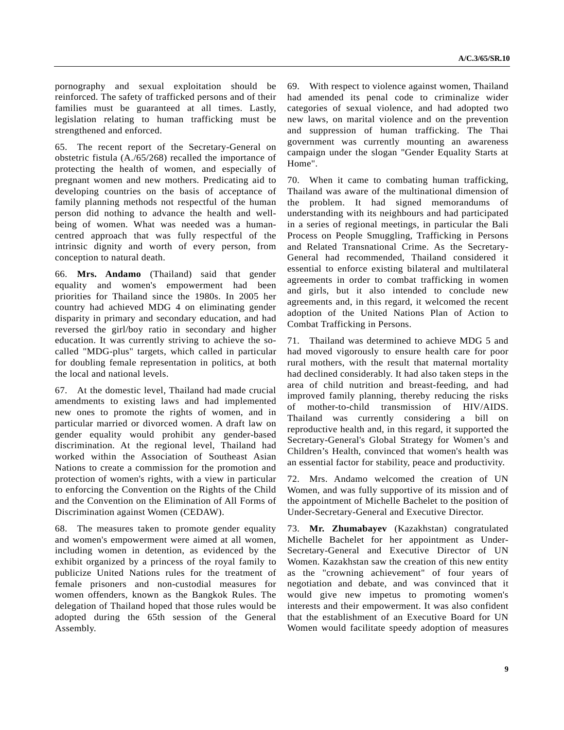pornography and sexual exploitation should be reinforced. The safety of trafficked persons and of their families must be guaranteed at all times. Lastly, legislation relating to human trafficking must be strengthened and enforced.

65. The recent report of the Secretary-General on obstetric fistula (A./65/268) recalled the importance of protecting the health of women, and especially of pregnant women and new mothers. Predicating aid to developing countries on the basis of acceptance of family planning methods not respectful of the human person did nothing to advance the health and well-being of women. What was needed was a human-centred approach that was fully respectful of the intrinsic dignity and worth of every person, from conception to natural death.

66. **Mrs. Andamo** (Thailand) said that gender equality and women's empowerment had been priorities for Thailand since the 1980s. In 2005 her country had achieved MDG 4 on eliminating gender disparity in primary and secondary education, and had reversed the girl/boy ratio in secondary and higher education. It was currently striving to achieve the so-called "MDG-plus" targets, which called in particular for doubling female representation in politics, at both the local and national levels.

67. At the domestic level, Thailand had made crucial amendments to existing laws and had implemented new ones to promote the rights of women, and in particular married or divorced women. A draft law on gender equality would prohibit any gender-based discrimination. At the regional level, Thailand had worked within the Association of Southeast Asian Nations to create a commission for the promotion and protection of women's rights, with a view in particular to enforcing the Convention on the Rights of the Child and the Convention on the Elimination of All Forms of Discrimination against Women (CEDAW).

68. The measures taken to promote gender equality and women's empowerment were aimed at all women, including women in detention, as evidenced by the exhibit organized by a princess of the royal family to publicize United Nations rules for the treatment of female prisoners and non-custodial measures for women offenders, known as the Bangkok Rules. The delegation of Thailand hoped that those rules would be adopted during the 65th session of the General Assembly.

69. With respect to violence against women, Thailand had amended its penal code to criminalize wider categories of sexual violence, and had adopted two new laws, on marital violence and on the prevention and suppression of human trafficking. The Thai government was currently mounting an awareness campaign under the slogan "Gender Equality Starts at Home".

70. When it came to combating human trafficking, Thailand was aware of the multinational dimension of the problem. It had signed memorandums of understanding with its neighbours and had participated in a series of regional meetings, in particular the Bali Process on People Smuggling, Trafficking in Persons and Related Transnational Crime. As the Secretary-General had recommended, Thailand considered it essential to enforce existing bilateral and multilateral agreements in order to combat trafficking in women and girls, but it also intended to conclude new agreements and, in this regard, it welcomed the recent adoption of the United Nations Plan of Action to Combat Trafficking in Persons.

71. Thailand was determined to achieve MDG 5 and had moved vigorously to ensure health care for poor rural mothers, with the result that maternal mortality had declined considerably. It had also taken steps in the area of child nutrition and breast-feeding, and had improved family planning, thereby reducing the risks of mother-to-child transmission of HIV/AIDS. Thailand was currently considering a bill on reproductive health and, in this regard, it supported the Secretary-General's Global Strategy for Women's and Children's Health, convinced that women's health was an essential factor for stability, peace and productivity.

72. Mrs. Andamo welcomed the creation of UN Women, and was fully supportive of its mission and of the appointment of Michelle Bachelet to the position of Under-Secretary-General and Executive Director.

73. **Mr. Zhumabayev** (Kazakhstan) congratulated Michelle Bachelet for her appointment as Under-Secretary-General and Executive Director of UN Women. Kazakhstan saw the creation of this new entity as the "crowning achievement" of four years of negotiation and debate, and was convinced that it would give new impetus to promoting women's interests and their empowerment. It was also confident that the establishment of an Executive Board for UN Women would facilitate speedy adoption of measures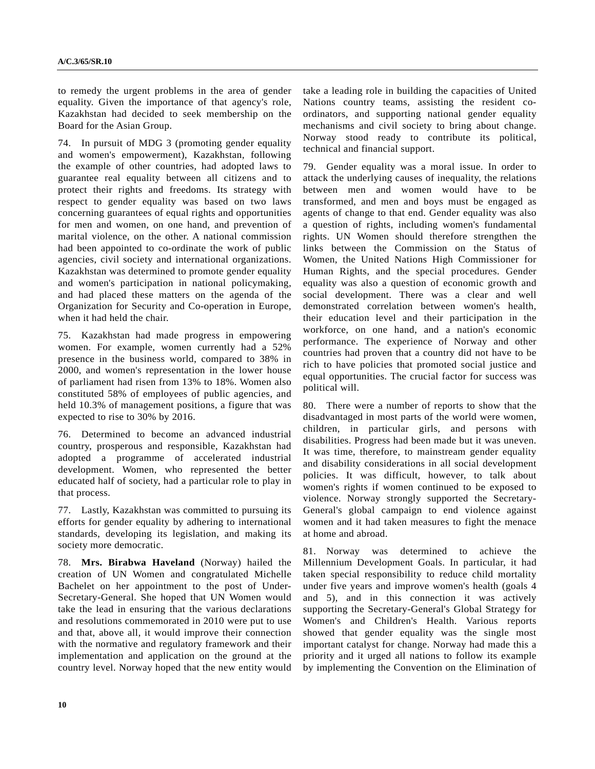to remedy the urgent problems in the area of gender equality. Given the importance of that agency's role, Kazakhstan had decided to seek membership on the Board for the Asian Group.

74. In pursuit of MDG 3 (promoting gender equality and women's empowerment), Kazakhstan, following the example of other countries, had adopted laws to guarantee real equality between all citizens and to protect their rights and freedoms. Its strategy with respect to gender equality was based on two laws concerning guarantees of equal rights and opportunities for men and women, on one hand, and prevention of marital violence, on the other. A national commission had been appointed to co-ordinate the work of public agencies, civil society and international organizations. Kazakhstan was determined to promote gender equality and women's participation in national policymaking, and had placed these matters on the agenda of the Organization for Security and Co-operation in Europe, when it had held the chair.

75. Kazakhstan had made progress in empowering women. For example, women currently had a 52% presence in the business world, compared to 38% in 2000, and women's representation in the lower house of parliament had risen from 13% to 18%. Women also constituted 58% of employees of public agencies, and held 10.3% of management positions, a figure that was expected to rise to 30% by 2016.

76. Determined to become an advanced industrial country, prosperous and responsible, Kazakhstan had adopted a programme of accelerated industrial development. Women, who represented the better educated half of society, had a particular role to play in that process.

77. Lastly, Kazakhstan was committed to pursuing its efforts for gender equality by adhering to international standards, developing its legislation, and making its society more democratic.

78. **Mrs. Birabwa Haveland** (Norway) hailed the creation of UN Women and congratulated Michelle Bachelet on her appointment to the post of Under-Secretary-General. She hoped that UN Women would take the lead in ensuring that the various declarations and resolutions commemorated in 2010 were put to use and that, above all, it would improve their connection with the normative and regulatory framework and their implementation and application on the ground at the country level. Norway hoped that the new entity would take a leading role in building the capacities of United Nations country teams, assisting the resident co-ordinators, and supporting national gender equality mechanisms and civil society to bring about change. Norway stood ready to contribute its political, technical and financial support.

79. Gender equality was a moral issue. In order to attack the underlying causes of inequality, the relations between men and women would have to be transformed, and men and boys must be engaged as agents of change to that end. Gender equality was also a question of rights, including women's fundamental rights. UN Women should therefore strengthen the links between the Commission on the Status of Women, the United Nations High Commissioner for Human Rights, and the special procedures. Gender equality was also a question of economic growth and social development. There was a clear and well demonstrated correlation between women's health, their education level and their participation in the workforce, on one hand, and a nation's economic performance. The experience of Norway and other countries had proven that a country did not have to be rich to have policies that promoted social justice and equal opportunities. The crucial factor for success was political will.

80. There were a number of reports to show that the disadvantaged in most parts of the world were women, children, in particular girls, and persons with disabilities. Progress had been made but it was uneven. It was time, therefore, to mainstream gender equality and disability considerations in all social development policies. It was difficult, however, to talk about women's rights if women continued to be exposed to violence. Norway strongly supported the Secretary-General's global campaign to end violence against women and it had taken measures to fight the menace at home and abroad.

81. Norway was determined to achieve the Millennium Development Goals. In particular, it had taken special responsibility to reduce child mortality under five years and improve women's health (goals 4 and 5), and in this connection it was actively supporting the Secretary-General's Global Strategy for Women's and Children's Health. Various reports showed that gender equality was the single most important catalyst for change. Norway had made this a priority and it urged all nations to follow its example by implementing the Convention on the Elimination of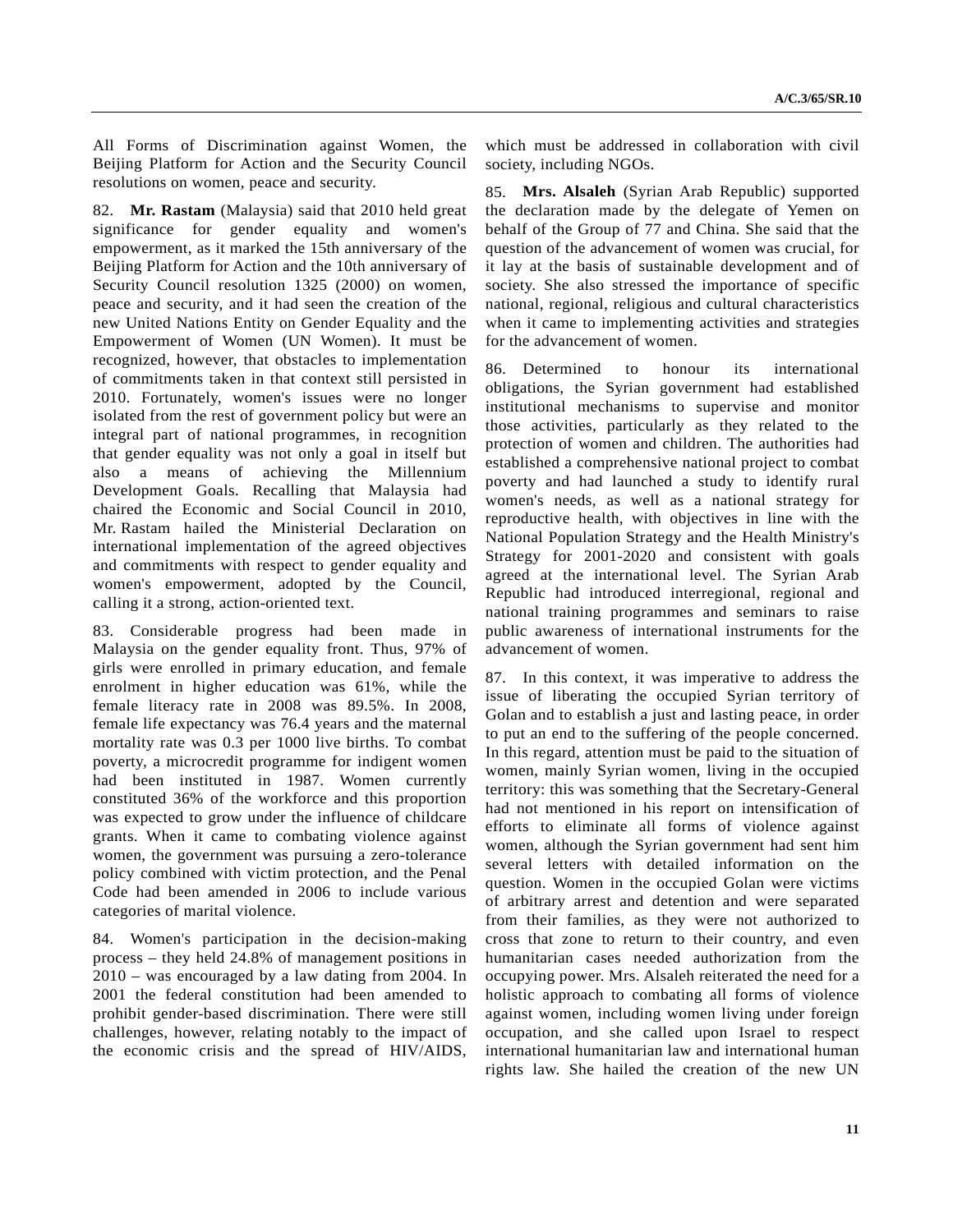All Forms of Discrimination against Women, the Beijing Platform for Action and the Security Council resolutions on women, peace and security.

82. **Mr. Rastam** (Malaysia) said that 2010 held great significance for gender equality and women's empowerment, as it marked the 15th anniversary of the Beijing Platform for Action and the 10th anniversary of Security Council resolution 1325 (2000) on women, peace and security, and it had seen the creation of the new United Nations Entity on Gender Equality and the Empowerment of Women (UN Women). It must be recognized, however, that obstacles to implementation of commitments taken in that context still persisted in 2010. Fortunately, women's issues were no longer isolated from the rest of government policy but were an integral part of national programmes, in recognition that gender equality was not only a goal in itself but also a means of achieving the Millennium Development Goals. Recalling that Malaysia had chaired the Economic and Social Council in 2010, Mr. Rastam hailed the Ministerial Declaration on international implementation of the agreed objectives and commitments with respect to gender equality and women's empowerment, adopted by the Council, calling it a strong, action-oriented text.

83. Considerable progress had been made in Malaysia on the gender equality front. Thus, 97% of girls were enrolled in primary education, and female enrolment in higher education was 61%, while the female literacy rate in 2008 was 89.5%. In 2008, female life expectancy was 76.4 years and the maternal mortality rate was 0.3 per 1000 live births. To combat poverty, a microcredit programme for indigent women had been instituted in 1987. Women currently constituted 36% of the workforce and this proportion was expected to grow under the influence of childcare grants. When it came to combating violence against women, the government was pursuing a zero-tolerance policy combined with victim protection, and the Penal Code had been amended in 2006 to include various categories of marital violence.

84. Women's participation in the decision-making process – they held 24.8% of management positions in 2010 – was encouraged by a law dating from 2004. In 2001 the federal constitution had been amended to prohibit gender-based discrimination. There were still challenges, however, relating notably to the impact of the economic crisis and the spread of HIV/AIDS, which must be addressed in collaboration with civil society, including NGOs.

85. **Mrs. Alsaleh** (Syrian Arab Republic) supported the declaration made by the delegate of Yemen on behalf of the Group of 77 and China. She said that the question of the advancement of women was crucial, for it lay at the basis of sustainable development and of society. She also stressed the importance of specific national, regional, religious and cultural characteristics when it came to implementing activities and strategies for the advancement of women.

86. Determined to honour its international obligations, the Syrian government had established institutional mechanisms to supervise and monitor those activities, particularly as they related to the protection of women and children. The authorities had established a comprehensive national project to combat poverty and had launched a study to identify rural women's needs, as well as a national strategy for reproductive health, with objectives in line with the National Population Strategy and the Health Ministry's Strategy for 2001-2020 and consistent with goals agreed at the international level. The Syrian Arab Republic had introduced interregional, regional and national training programmes and seminars to raise public awareness of international instruments for the advancement of women.

87. In this context, it was imperative to address the issue of liberating the occupied Syrian territory of Golan and to establish a just and lasting peace, in order to put an end to the suffering of the people concerned. In this regard, attention must be paid to the situation of women, mainly Syrian women, living in the occupied territory: this was something that the Secretary-General had not mentioned in his report on intensification of efforts to eliminate all forms of violence against women, although the Syrian government had sent him several letters with detailed information on the question. Women in the occupied Golan were victims of arbitrary arrest and detention and were separated from their families, as they were not authorized to cross that zone to return to their country, and even humanitarian cases needed authorization from the occupying power. Mrs. Alsaleh reiterated the need for a holistic approach to combating all forms of violence against women, including women living under foreign occupation, and she called upon Israel to respect international humanitarian law and international human rights law. She hailed the creation of the new UN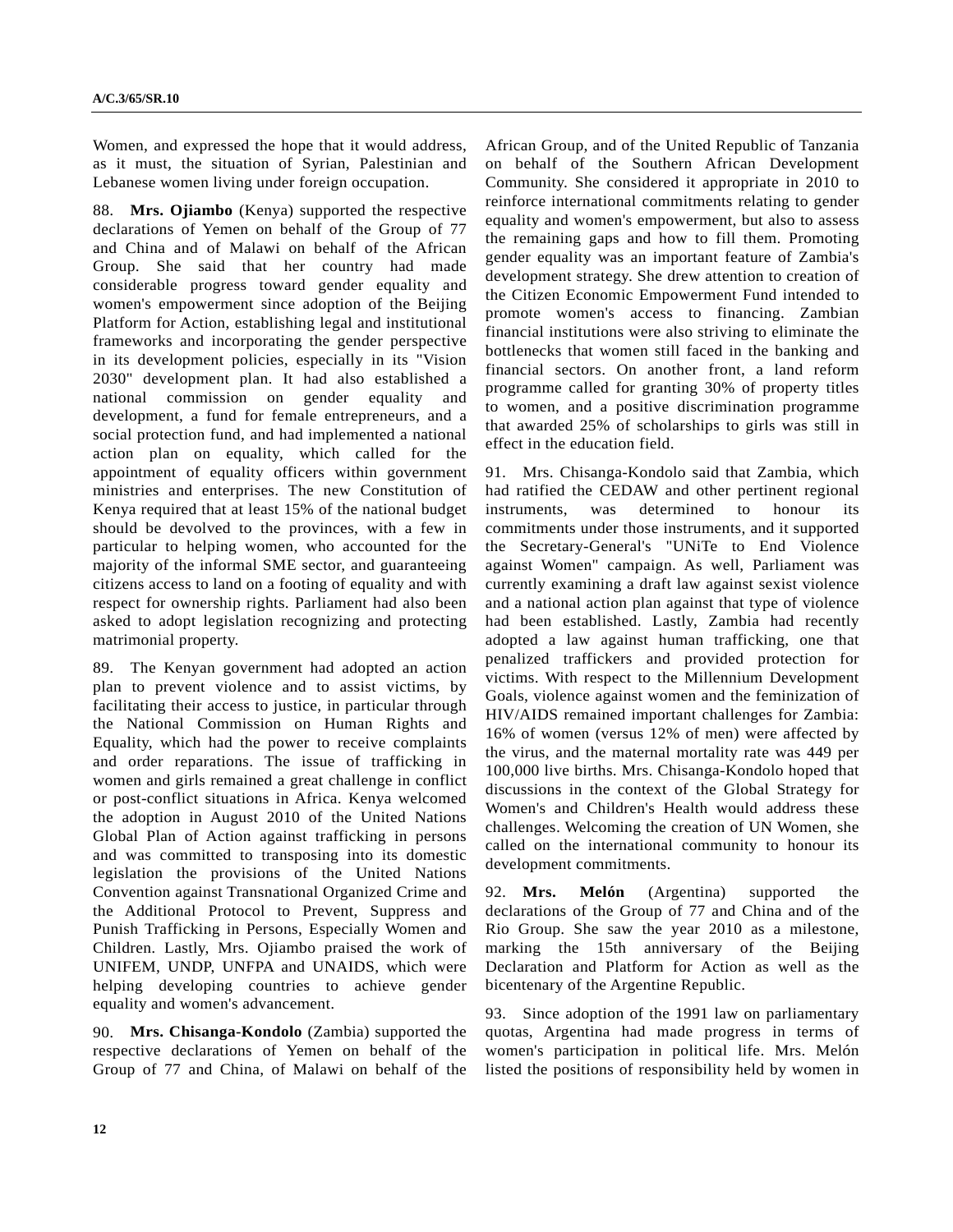Women, and expressed the hope that it would address, as it must, the situation of Syrian, Palestinian and Lebanese women living under foreign occupation.

88. **Mrs. Ojiambo** (Kenya) supported the respective declarations of Yemen on behalf of the Group of 77 and China and of Malawi on behalf of the African Group. She said that her country had made considerable progress toward gender equality and women's empowerment since adoption of the Beijing Platform for Action, establishing legal and institutional frameworks and incorporating the gender perspective in its development policies, especially in its "Vision 2030" development plan. It had also established a national commission on gender equality and development, a fund for female entrepreneurs, and a social protection fund, and had implemented a national action plan on equality, which called for the appointment of equality officers within government ministries and enterprises. The new Constitution of Kenya required that at least 15% of the national budget should be devolved to the provinces, with a few in particular to helping women, who accounted for the majority of the informal SME sector, and guaranteeing citizens access to land on a footing of equality and with respect for ownership rights. Parliament had also been asked to adopt legislation recognizing and protecting matrimonial property.

89. The Kenyan government had adopted an action plan to prevent violence and to assist victims, by facilitating their access to justice, in particular through the National Commission on Human Rights and Equality, which had the power to receive complaints and order reparations. The issue of trafficking in women and girls remained a great challenge in conflict or post-conflict situations in Africa. Kenya welcomed the adoption in August 2010 of the United Nations Global Plan of Action against trafficking in persons and was committed to transposing into its domestic legislation the provisions of the United Nations Convention against Transnational Organized Crime and the Additional Protocol to Prevent, Suppress and Punish Trafficking in Persons, Especially Women and Children. Lastly, Mrs. Ojiambo praised the work of UNIFEM, UNDP, UNFPA and UNAIDS, which were helping developing countries to achieve gender equality and women's advancement.

90. **Mrs. Chisanga-Kondolo** (Zambia) supported the respective declarations of Yemen on behalf of the Group of 77 and China, of Malawi on behalf of the African Group, and of the United Republic of Tanzania on behalf of the Southern African Development Community. She considered it appropriate in 2010 to reinforce international commitments relating to gender equality and women's empowerment, but also to assess the remaining gaps and how to fill them. Promoting gender equality was an important feature of Zambia's development strategy. She drew attention to creation of the Citizen Economic Empowerment Fund intended to promote women's access to financing. Zambian financial institutions were also striving to eliminate the bottlenecks that women still faced in the banking and financial sectors. On another front, a land reform programme called for granting 30% of property titles to women, and a positive discrimination programme that awarded 25% of scholarships to girls was still in effect in the education field.

91. Mrs. Chisanga-Kondolo said that Zambia, which had ratified the CEDAW and other pertinent regional instruments, was determined to honour its commitments under those instruments, and it supported the Secretary-General's "UNiTe to End Violence against Women" campaign. As well, Parliament was currently examining a draft law against sexist violence and a national action plan against that type of violence had been established. Lastly, Zambia had recently adopted a law against human trafficking, one that penalized traffickers and provided protection for victims. With respect to the Millennium Development Goals, violence against women and the feminization of HIV/AIDS remained important challenges for Zambia: 16% of women (versus 12% of men) were affected by the virus, and the maternal mortality rate was 449 per 100,000 live births. Mrs. Chisanga-Kondolo hoped that discussions in the context of the Global Strategy for Women's and Children's Health would address these challenges. Welcoming the creation of UN Women, she called on the international community to honour its development commitments.

92. **Mrs. Melón** (Argentina) supported the declarations of the Group of 77 and China and of the Rio Group. She saw the year 2010 as a milestone, marking the 15th anniversary of the Beijing Declaration and Platform for Action as well as the bicentenary of the Argentine Republic.

93. Since adoption of the 1991 law on parliamentary quotas, Argentina had made progress in terms of women's participation in political life. Mrs. Melón listed the positions of responsibility held by women in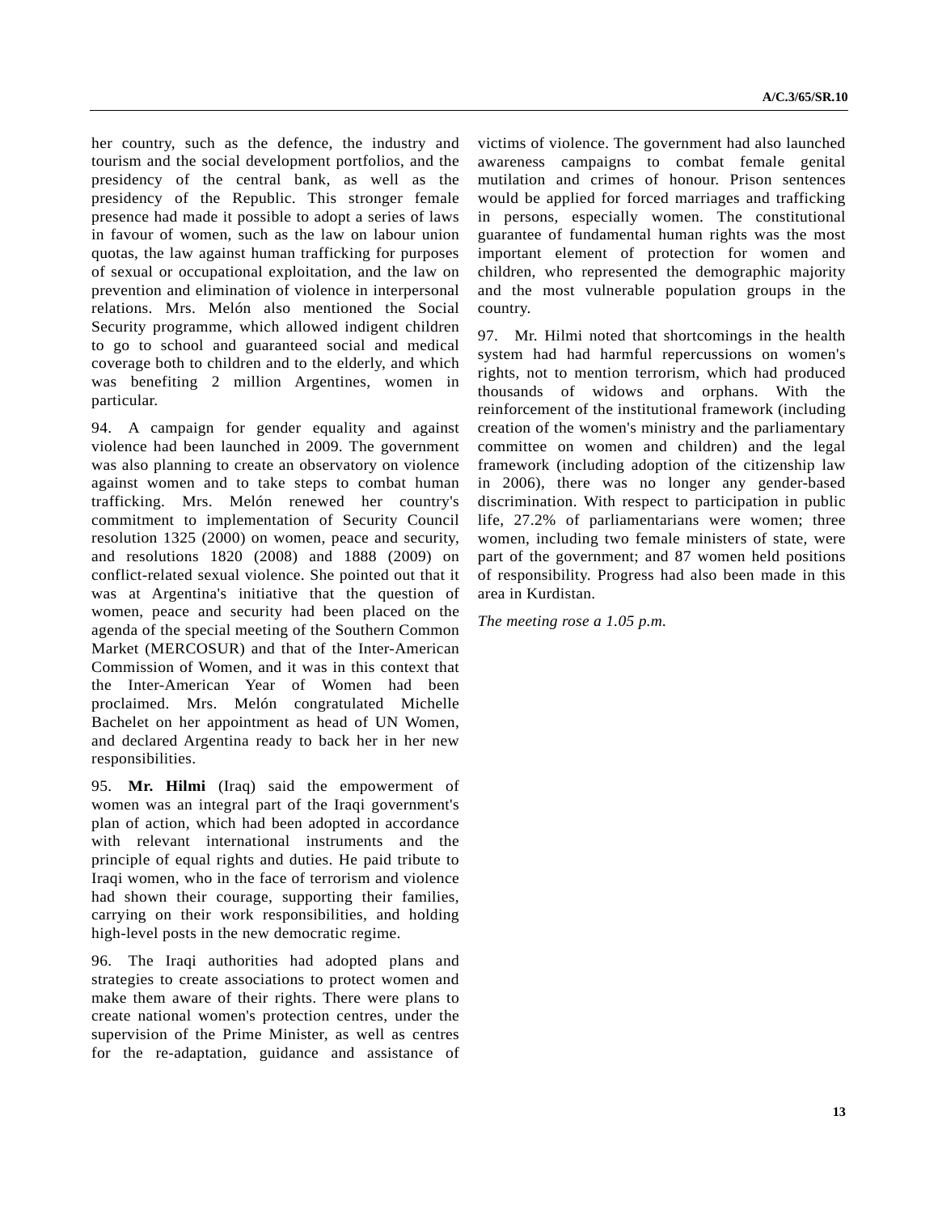her country, such as the defence, the industry and tourism and the social development portfolios, and the presidency of the central bank, as well as the presidency of the Republic. This stronger female presence had made it possible to adopt a series of laws in favour of women, such as the law on labour union quotas, the law against human trafficking for purposes of sexual or occupational exploitation, and the law on prevention and elimination of violence in interpersonal relations. Mrs. Melón also mentioned the Social Security programme, which allowed indigent children to go to school and guaranteed social and medical coverage both to children and to the elderly, and which was benefiting 2 million Argentines, women in particular.

94. A campaign for gender equality and against violence had been launched in 2009. The government was also planning to create an observatory on violence against women and to take steps to combat human trafficking. Mrs. Melón renewed her country's commitment to implementation of Security Council resolution 1325 (2000) on women, peace and security, and resolutions 1820 (2008) and 1888 (2009) on conflict-related sexual violence. She pointed out that it was at Argentina's initiative that the question of women, peace and security had been placed on the agenda of the special meeting of the Southern Common Market (MERCOSUR) and that of the Inter-American Commission of Women, and it was in this context that the Inter-American Year of Women had been proclaimed. Mrs. Melón congratulated Michelle Bachelet on her appointment as head of UN Women, and declared Argentina ready to back her in her new responsibilities.

95. **Mr. Hilmi** (Iraq) said the empowerment of women was an integral part of the Iraqi government's plan of action, which had been adopted in accordance with relevant international instruments and the principle of equal rights and duties. He paid tribute to Iraqi women, who in the face of terrorism and violence had shown their courage, supporting their families, carrying on their work responsibilities, and holding high-level posts in the new democratic regime.

96. The Iraqi authorities had adopted plans and strategies to create associations to protect women and make them aware of their rights. There were plans to create national women's protection centres, under the supervision of the Prime Minister, as well as centres for the re-adaptation, guidance and assistance of victims of violence. The government had also launched awareness campaigns to combat female genital mutilation and crimes of honour. Prison sentences would be applied for forced marriages and trafficking in persons, especially women. The constitutional guarantee of fundamental human rights was the most important element of protection for women and children, who represented the demographic majority and the most vulnerable population groups in the country.

97. Mr. Hilmi noted that shortcomings in the health system had had harmful repercussions on women's rights, not to mention terrorism, which had produced thousands of widows and orphans. With the reinforcement of the institutional framework (including creation of the women's ministry and the parliamentary committee on women and children) and the legal framework (including adoption of the citizenship law in 2006), there was no longer any gender-based discrimination. With respect to participation in public life, 27.2% of parliamentarians were women; three women, including two female ministers of state, were part of the government; and 87 women held positions of responsibility. Progress had also been made in this area in Kurdistan.

*The meeting rose a 1.05 p.m.*